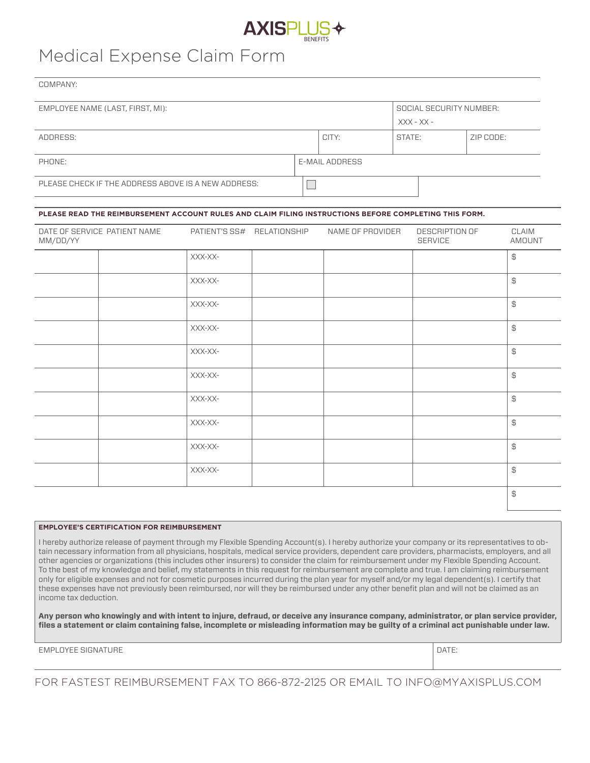AXISPLUS BENEFITS

# Medical Expense Claim Form

| COMPANY: | | | |
|---|---|---|---|
| EMPLOYEE NAME (LAST, FIRST, MI): | | SOCIAL SECURITY NUMBER: XXX - XX - | |
| ADDRESS: | CITY: | STATE: | ZIP CODE: |
| PHONE: | E-MAIL ADDRESS | | |
| PLEASE CHECK IF THE ADDRESS ABOVE IS A NEW ADDRESS: ☐ | | | |

**PLEASE READ THE REIMBURSEMENT ACCOUNT RULES AND CLAIM FILING INSTRUCTIONS BEFORE COMPLETING THIS FORM.**

| DATE OF SERVICE MM/DD/YY | PATIENT NAME | PATIENT'S SS# | RELATIONSHIP | NAME OF PROVIDER | DESCRIPTION OF SERVICE | CLAIM AMOUNT |
|---|---|---|---|---|---|---|
| | | XXX-XX- | | | | $ |
| | | XXX-XX- | | | | $ |
| | | XXX-XX- | | | | $ |
| | | XXX-XX- | | | | $ |
| | | XXX-XX- | | | | $ |
| | | XXX-XX- | | | | $ |
| | | XXX-XX- | | | | $ |
| | | XXX-XX- | | | | $ |
| | | XXX-XX- | | | | $ |
| | | XXX-XX- | | | | $ |
| | | | | | | $ |

**EMPLOYEE'S CERTIFICATION FOR REIMBURSEMENT**

I hereby authorize release of payment through my Flexible Spending Account(s). I hereby authorize your company or its representatives to obtain necessary information from all physicians, hospitals, medical service providers, dependent care providers, pharmacists, employers, and all other agencies or organizations (this includes other insurers) to consider the claim for reimbursement under my Flexible Spending Account. To the best of my knowledge and belief, my statements in this request for reimbursement are complete and true. I am claiming reimbursement only for eligible expenses and not for cosmetic purposes incurred during the plan year for myself and/or my legal dependent(s). I certify that these expenses have not previously been reimbursed, nor will they be reimbursed under any other benefit plan and will not be claimed as an income tax deduction.

**Any person who knowingly and with intent to injure, defraud, or deceive any insurance company, administrator, or plan service provider, files a statement or claim containing false, incomplete or misleading information may be guilty of a criminal act punishable under law.**

| EMPLOYEE SIGNATURE | DATE: |
|---|---|
| | |

FOR FASTEST REIMBURSEMENT FAX TO 866-872-2125 OR EMAIL TO INFO@MYAXISPLUS.COM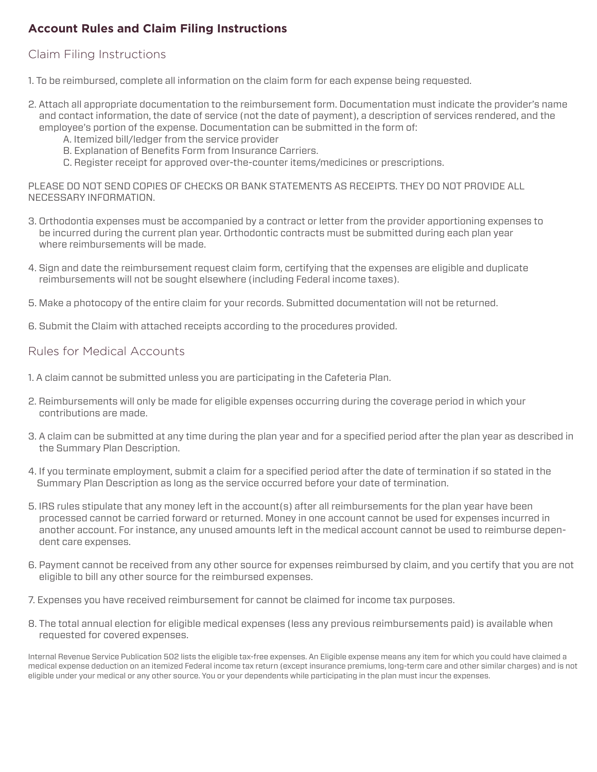## Account Rules and Claim Filing Instructions

### Claim Filing Instructions

1. To be reimbursed, complete all information on the claim form for each expense being requested.

2. Attach all appropriate documentation to the reimbursement form. Documentation must indicate the provider's name and contact information, the date of service (not the date of payment), a description of services rendered, and the employee's portion of the expense. Documentation can be submitted in the form of:
   - A. Itemized bill/ledger from the service provider
   - B. Explanation of Benefits Form from Insurance Carriers.
   - C. Register receipt for approved over-the-counter items/medicines or prescriptions.

PLEASE DO NOT SEND COPIES OF CHECKS OR BANK STATEMENTS AS RECEIPTS. THEY DO NOT PROVIDE ALL NECESSARY INFORMATION.

3. Orthodontia expenses must be accompanied by a contract or letter from the provider apportioning expenses to be incurred during the current plan year. Orthodontic contracts must be submitted during each plan year where reimbursements will be made.

4. Sign and date the reimbursement request claim form, certifying that the expenses are eligible and duplicate reimbursements will not be sought elsewhere (including Federal income taxes).

5. Make a photocopy of the entire claim for your records. Submitted documentation will not be returned.

6. Submit the Claim with attached receipts according to the procedures provided.

### Rules for Medical Accounts

1. A claim cannot be submitted unless you are participating in the Cafeteria Plan.

2. Reimbursements will only be made for eligible expenses occurring during the coverage period in which your contributions are made.

3. A claim can be submitted at any time during the plan year and for a specified period after the plan year as described in the Summary Plan Description.

4. If you terminate employment, submit a claim for a specified period after the date of termination if so stated in the Summary Plan Description as long as the service occurred before your date of termination.

5. IRS rules stipulate that any money left in the account(s) after all reimbursements for the plan year have been processed cannot be carried forward or returned. Money in one account cannot be used for expenses incurred in another account. For instance, any unused amounts left in the medical account cannot be used to reimburse dependent care expenses.

6. Payment cannot be received from any other source for expenses reimbursed by claim, and you certify that you are not eligible to bill any other source for the reimbursed expenses.

7. Expenses you have received reimbursement for cannot be claimed for income tax purposes.

8. The total annual election for eligible medical expenses (less any previous reimbursements paid) is available when requested for covered expenses.

Internal Revenue Service Publication 502 lists the eligible tax-free expenses. An Eligible expense means any item for which you could have claimed a medical expense deduction on an itemized Federal income tax return (except insurance premiums, long-term care and other similar charges) and is not eligible under your medical or any other source. You or your dependents while participating in the plan must incur the expenses.